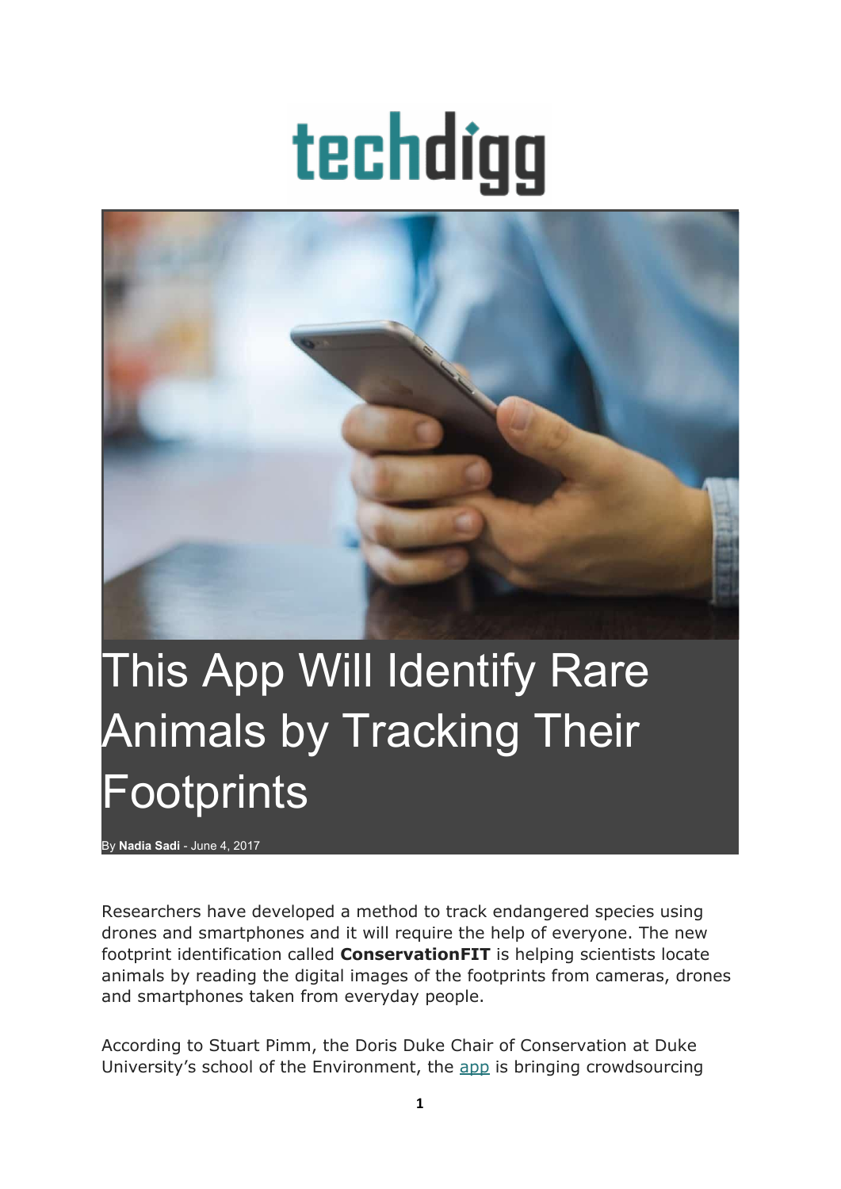techdigg

# This App Will Identify Rare Animals by Tracking Their Footprints

By **Nadia Sadi** - June 4, 2017

Researchers have developed a method to track endangered species using drones and smartphones and it will require the help of everyone. The new footprint identification called **ConservationFIT** is helping scientists locate animals by reading the digital images of the footprints from cameras, drones and smartphones taken from everyday people.

According to Stuart Pimm, the Doris Duke Chair of Conservation at Duke University's school of the Environment, the app is bringing crowdsourcing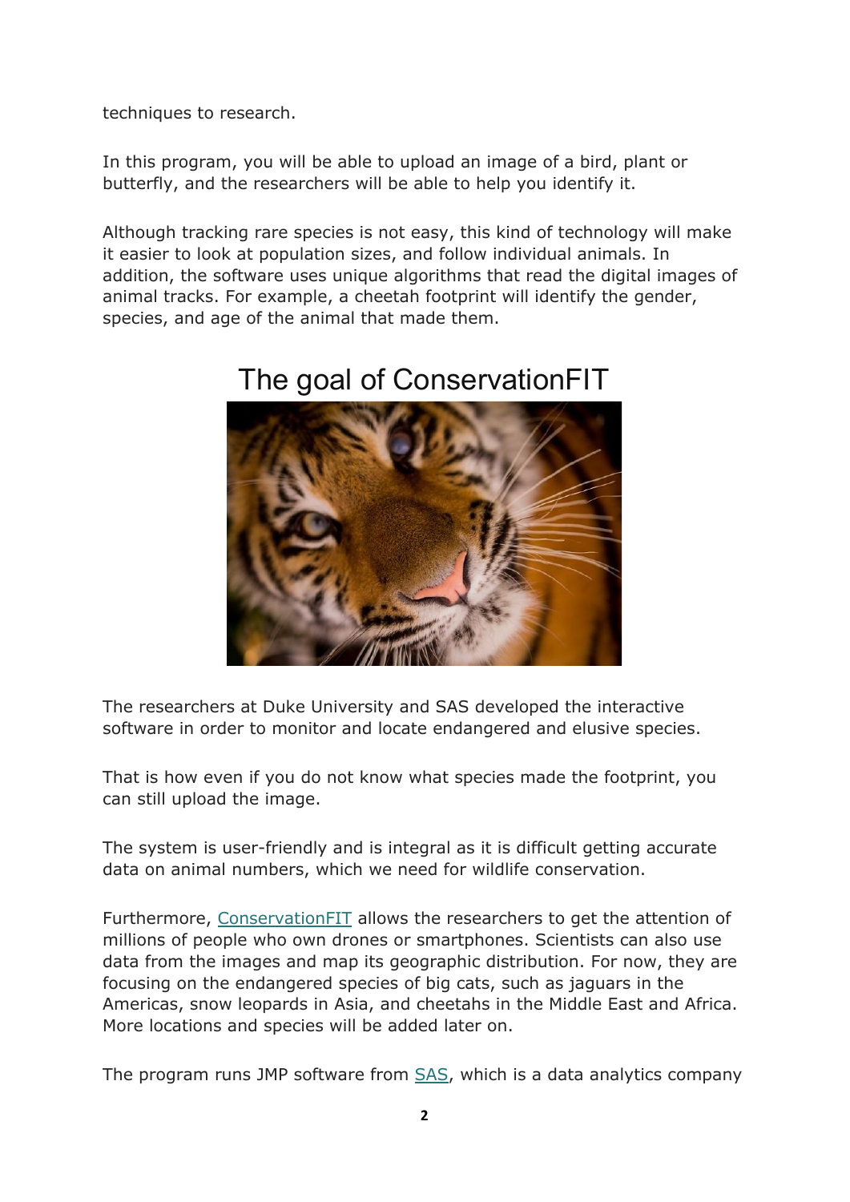techniques to research.

In this program, you will be able to upload an image of a bird, plant or butterfly, and the researchers will be able to help you identify it.

Although tracking rare species is not easy, this kind of technology will make it easier to look at population sizes, and follow individual animals. In addition, the software uses unique algorithms that read the digital images of animal tracks. For example, a cheetah footprint will identify the gender, species, and age of the animal that made them.

## The goal of ConservationFIT

The researchers at Duke University and SAS developed the interactive software in order to monitor and locate endangered and elusive species.

That is how even if you do not know what species made the footprint, you can still upload the image.

The system is user-friendly and is integral as it is difficult getting accurate data on animal numbers, which we need for wildlife conservation.

Furthermore, ConservationFIT allows the researchers to get the attention of millions of people who own drones or smartphones. Scientists can also use data from the images and map its geographic distribution. For now, they are focusing on the endangered species of big cats, such as jaguars in the Americas, snow leopards in Asia, and cheetahs in the Middle East and Africa. More locations and species will be added later on.

The program runs JMP software from SAS, which is a data analytics company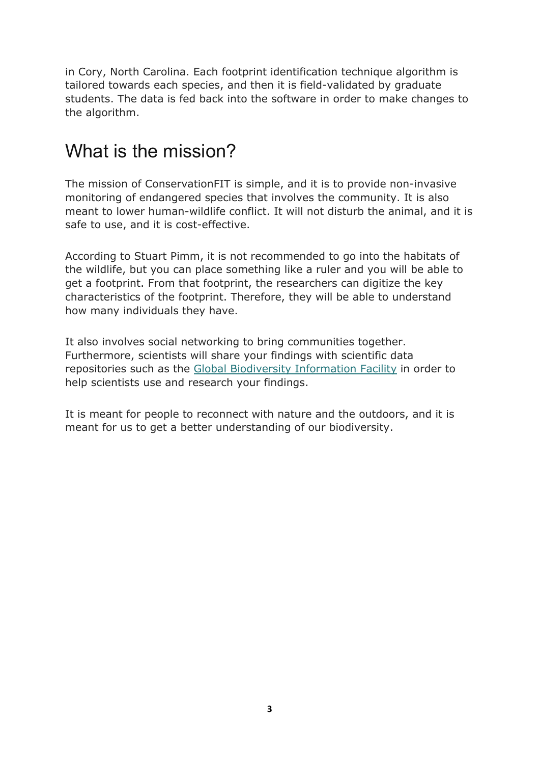in Cory, North Carolina. Each footprint identification technique algorithm is tailored towards each species, and then it is field-validated by graduate students. The data is fed back into the software in order to make changes to the algorithm.

## What is the mission?

The mission of ConservationFIT is simple, and it is to provide non-invasive monitoring of endangered species that involves the community. It is also meant to lower human-wildlife conflict. It will not disturb the animal, and it is safe to use, and it is cost-effective.

According to Stuart Pimm, it is not recommended to go into the habitats of the wildlife, but you can place something like a ruler and you will be able to get a footprint. From that footprint, the researchers can digitize the key characteristics of the footprint. Therefore, they will be able to understand how many individuals they have.

It also involves social networking to bring communities together. Furthermore, scientists will share your findings with scientific data repositories such as the [Global Biodiversity Information Facility]() in order to help scientists use and research your findings.

It is meant for people to reconnect with nature and the outdoors, and it is meant for us to get a better understanding of our biodiversity.